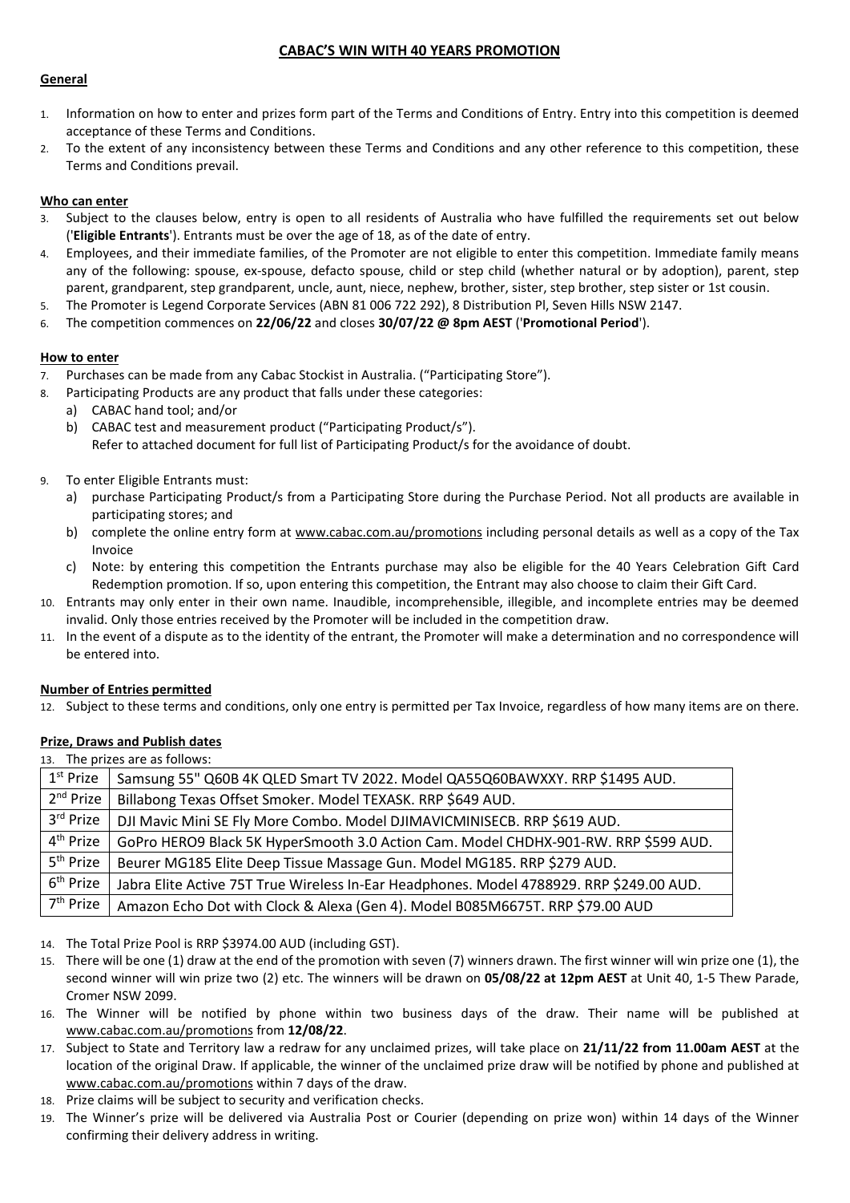# CABAC'S WIN WITH 40 YEARS PROMOTION

## General

1. Information on how to enter and prizes form part of the Terms and Conditions of Entry. Entry into this competition is deemed acceptance of these Terms and Conditions.
2. To the extent of any inconsistency between these Terms and Conditions and any other reference to this competition, these Terms and Conditions prevail.

## Who can enter

3. Subject to the clauses below, entry is open to all residents of Australia who have fulfilled the requirements set out below ('**Eligible Entrants**'). Entrants must be over the age of 18, as of the date of entry.
4. Employees, and their immediate families, of the Promoter are not eligible to enter this competition. Immediate family means any of the following: spouse, ex-spouse, defacto spouse, child or step child (whether natural or by adoption), parent, step parent, grandparent, step grandparent, uncle, aunt, niece, nephew, brother, sister, step brother, step sister or 1st cousin.
5. The Promoter is Legend Corporate Services (ABN 81 006 722 292), 8 Distribution Pl, Seven Hills NSW 2147.
6. The competition commences on **22/06/22** and closes **30/07/22 @ 8pm AEST** ('**Promotional Period**').

## How to enter

7. Purchases can be made from any Cabac Stockist in Australia. ("Participating Store").
8. Participating Products are any product that falls under these categories:
   a) CABAC hand tool; and/or
   b) CABAC test and measurement product ("Participating Product/s").
   Refer to attached document for full list of Participating Product/s for the avoidance of doubt.
9. To enter Eligible Entrants must:
   a) purchase Participating Product/s from a Participating Store during the Purchase Period. Not all products are available in participating stores; and
   b) complete the online entry form at www.cabac.com.au/promotions including personal details as well as a copy of the Tax Invoice
   c) Note: by entering this competition the Entrants purchase may also be eligible for the 40 Years Celebration Gift Card Redemption promotion. If so, upon entering this competition, the Entrant may also choose to claim their Gift Card.
10. Entrants may only enter in their own name. Inaudible, incomprehensible, illegible, and incomplete entries may be deemed invalid. Only those entries received by the Promoter will be included in the competition draw.
11. In the event of a dispute as to the identity of the entrant, the Promoter will make a determination and no correspondence will be entered into.

## Number of Entries permitted

12. Subject to these terms and conditions, only one entry is permitted per Tax Invoice, regardless of how many items are on there.

## Prize, Draws and Publish dates

13. The prizes are as follows:

| | |
|---|---|
| 1st Prize | Samsung 55" Q60B 4K QLED Smart TV 2022. Model QA55Q60BAWXXY. RRP $1495 AUD. |
| 2nd Prize | Billabong Texas Offset Smoker. Model TEXASK. RRP $649 AUD. |
| 3rd Prize | DJI Mavic Mini SE Fly More Combo. Model DJIMAVICMINISECB. RRP $619 AUD. |
| 4th Prize | GoPro HERO9 Black 5K HyperSmooth 3.0 Action Cam. Model CHDHX-901-RW. RRP $599 AUD. |
| 5th Prize | Beurer MG185 Elite Deep Tissue Massage Gun. Model MG185. RRP $279 AUD. |
| 6th Prize | Jabra Elite Active 75T True Wireless In-Ear Headphones. Model 4788929. RRP $249.00 AUD. |
| 7th Prize | Amazon Echo Dot with Clock & Alexa (Gen 4). Model B085M6675T. RRP $79.00 AUD |

14. The Total Prize Pool is RRP $3974.00 AUD (including GST).
15. There will be one (1) draw at the end of the promotion with seven (7) winners drawn. The first winner will win prize one (1), the second winner will win prize two (2) etc. The winners will be drawn on **05/08/22 at 12pm AEST** at Unit 40, 1-5 Thew Parade, Cromer NSW 2099.
16. The Winner will be notified by phone within two business days of the draw. Their name will be published at www.cabac.com.au/promotions from **12/08/22**.
17. Subject to State and Territory law a redraw for any unclaimed prizes, will take place on **21/11/22 from 11.00am AEST** at the location of the original Draw. If applicable, the winner of the unclaimed prize draw will be notified by phone and published at www.cabac.com.au/promotions within 7 days of the draw.
18. Prize claims will be subject to security and verification checks.
19. The Winner's prize will be delivered via Australia Post or Courier (depending on prize won) within 14 days of the Winner confirming their delivery address in writing.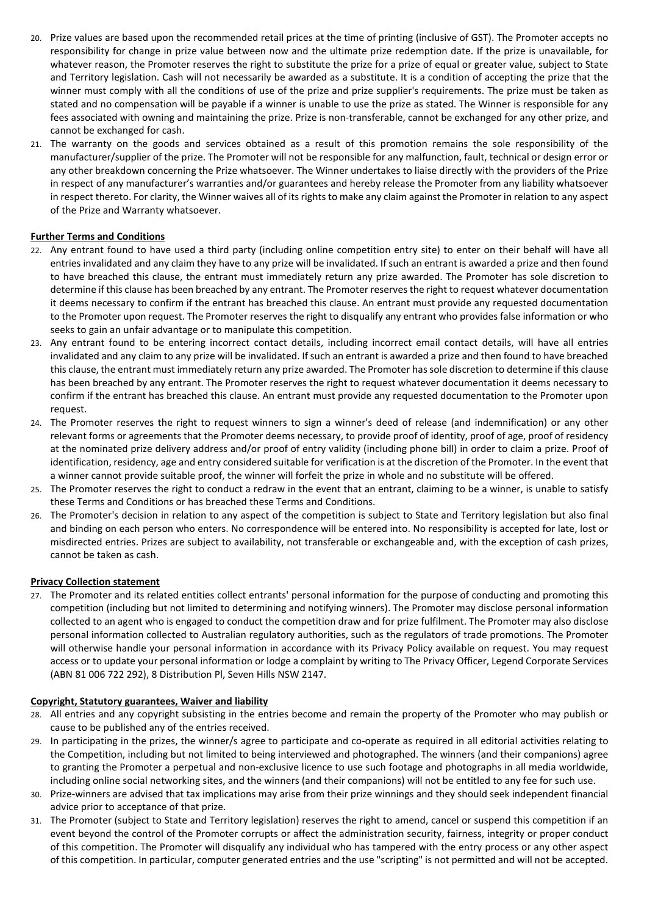20. Prize values are based upon the recommended retail prices at the time of printing (inclusive of GST). The Promoter accepts no responsibility for change in prize value between now and the ultimate prize redemption date. If the prize is unavailable, for whatever reason, the Promoter reserves the right to substitute the prize for a prize of equal or greater value, subject to State and Territory legislation. Cash will not necessarily be awarded as a substitute. It is a condition of accepting the prize that the winner must comply with all the conditions of use of the prize and prize supplier's requirements. The prize must be taken as stated and no compensation will be payable if a winner is unable to use the prize as stated. The Winner is responsible for any fees associated with owning and maintaining the prize. Prize is non-transferable, cannot be exchanged for any other prize, and cannot be exchanged for cash.
21. The warranty on the goods and services obtained as a result of this promotion remains the sole responsibility of the manufacturer/supplier of the prize. The Promoter will not be responsible for any malfunction, fault, technical or design error or any other breakdown concerning the Prize whatsoever. The Winner undertakes to liaise directly with the providers of the Prize in respect of any manufacturer's warranties and/or guarantees and hereby release the Promoter from any liability whatsoever in respect thereto. For clarity, the Winner waives all of its rights to make any claim against the Promoter in relation to any aspect of the Prize and Warranty whatsoever.

**Further Terms and Conditions**

22. Any entrant found to have used a third party (including online competition entry site) to enter on their behalf will have all entries invalidated and any claim they have to any prize will be invalidated. If such an entrant is awarded a prize and then found to have breached this clause, the entrant must immediately return any prize awarded. The Promoter has sole discretion to determine if this clause has been breached by any entrant. The Promoter reserves the right to request whatever documentation it deems necessary to confirm if the entrant has breached this clause. An entrant must provide any requested documentation to the Promoter upon request. The Promoter reserves the right to disqualify any entrant who provides false information or who seeks to gain an unfair advantage or to manipulate this competition.
23. Any entrant found to be entering incorrect contact details, including incorrect email contact details, will have all entries invalidated and any claim to any prize will be invalidated. If such an entrant is awarded a prize and then found to have breached this clause, the entrant must immediately return any prize awarded. The Promoter has sole discretion to determine if this clause has been breached by any entrant. The Promoter reserves the right to request whatever documentation it deems necessary to confirm if the entrant has breached this clause. An entrant must provide any requested documentation to the Promoter upon request.
24. The Promoter reserves the right to request winners to sign a winner's deed of release (and indemnification) or any other relevant forms or agreements that the Promoter deems necessary, to provide proof of identity, proof of age, proof of residency at the nominated prize delivery address and/or proof of entry validity (including phone bill) in order to claim a prize. Proof of identification, residency, age and entry considered suitable for verification is at the discretion of the Promoter. In the event that a winner cannot provide suitable proof, the winner will forfeit the prize in whole and no substitute will be offered.
25. The Promoter reserves the right to conduct a redraw in the event that an entrant, claiming to be a winner, is unable to satisfy these Terms and Conditions or has breached these Terms and Conditions.
26. The Promoter's decision in relation to any aspect of the competition is subject to State and Territory legislation but also final and binding on each person who enters. No correspondence will be entered into. No responsibility is accepted for late, lost or misdirected entries. Prizes are subject to availability, not transferable or exchangeable and, with the exception of cash prizes, cannot be taken as cash.

**Privacy Collection statement**

27. The Promoter and its related entities collect entrants' personal information for the purpose of conducting and promoting this competition (including but not limited to determining and notifying winners). The Promoter may disclose personal information collected to an agent who is engaged to conduct the competition draw and for prize fulfilment. The Promoter may also disclose personal information collected to Australian regulatory authorities, such as the regulators of trade promotions. The Promoter will otherwise handle your personal information in accordance with its Privacy Policy available on request. You may request access or to update your personal information or lodge a complaint by writing to The Privacy Officer, Legend Corporate Services (ABN 81 006 722 292), 8 Distribution Pl, Seven Hills NSW 2147.

**Copyright, Statutory guarantees, Waiver and liability**

28. All entries and any copyright subsisting in the entries become and remain the property of the Promoter who may publish or cause to be published any of the entries received.
29. In participating in the prizes, the winner/s agree to participate and co-operate as required in all editorial activities relating to the Competition, including but not limited to being interviewed and photographed. The winners (and their companions) agree to granting the Promoter a perpetual and non-exclusive licence to use such footage and photographs in all media worldwide, including online social networking sites, and the winners (and their companions) will not be entitled to any fee for such use.
30. Prize-winners are advised that tax implications may arise from their prize winnings and they should seek independent financial advice prior to acceptance of that prize.
31. The Promoter (subject to State and Territory legislation) reserves the right to amend, cancel or suspend this competition if an event beyond the control of the Promoter corrupts or affect the administration security, fairness, integrity or proper conduct of this competition. The Promoter will disqualify any individual who has tampered with the entry process or any other aspect of this competition. In particular, computer generated entries and the use "scripting" is not permitted and will not be accepted.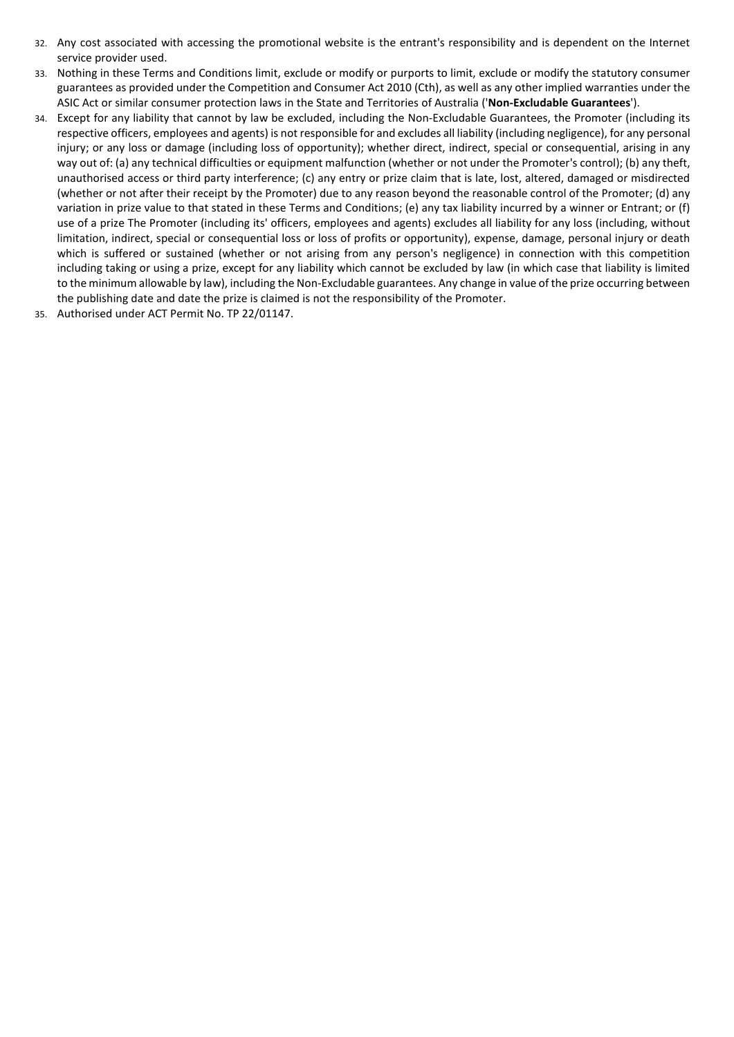32. Any cost associated with accessing the promotional website is the entrant's responsibility and is dependent on the Internet service provider used.
33. Nothing in these Terms and Conditions limit, exclude or modify or purports to limit, exclude or modify the statutory consumer guarantees as provided under the Competition and Consumer Act 2010 (Cth), as well as any other implied warranties under the ASIC Act or similar consumer protection laws in the State and Territories of Australia ('**Non-Excludable Guarantees**').
34. Except for any liability that cannot by law be excluded, including the Non-Excludable Guarantees, the Promoter (including its respective officers, employees and agents) is not responsible for and excludes all liability (including negligence), for any personal injury; or any loss or damage (including loss of opportunity); whether direct, indirect, special or consequential, arising in any way out of: (a) any technical difficulties or equipment malfunction (whether or not under the Promoter's control); (b) any theft, unauthorised access or third party interference; (c) any entry or prize claim that is late, lost, altered, damaged or misdirected (whether or not after their receipt by the Promoter) due to any reason beyond the reasonable control of the Promoter; (d) any variation in prize value to that stated in these Terms and Conditions; (e) any tax liability incurred by a winner or Entrant; or (f) use of a prize The Promoter (including its' officers, employees and agents) excludes all liability for any loss (including, without limitation, indirect, special or consequential loss or loss of profits or opportunity), expense, damage, personal injury or death which is suffered or sustained (whether or not arising from any person's negligence) in connection with this competition including taking or using a prize, except for any liability which cannot be excluded by law (in which case that liability is limited to the minimum allowable by law), including the Non-Excludable guarantees. Any change in value of the prize occurring between the publishing date and date the prize is claimed is not the responsibility of the Promoter.
35. Authorised under ACT Permit No. TP 22/01147.